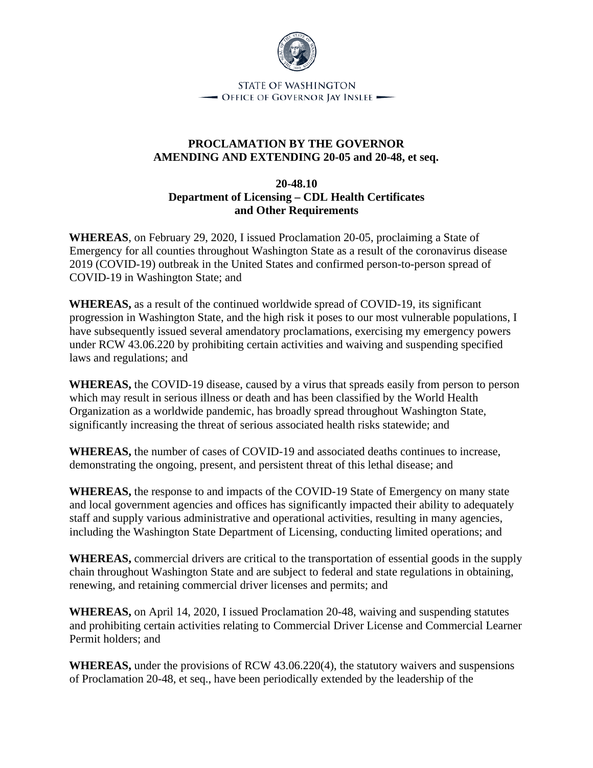STATE OF WASHINGTON
OFFICE OF GOVERNOR JAY INSLEE

# PROCLAMATION BY THE GOVERNOR AMENDING AND EXTENDING 20-05 and 20-48, et seq.

## 20-48.10
## Department of Licensing – CDL Health Certificates and Other Requirements

**WHEREAS**, on February 29, 2020, I issued Proclamation 20-05, proclaiming a State of Emergency for all counties throughout Washington State as a result of the coronavirus disease 2019 (COVID-19) outbreak in the United States and confirmed person-to-person spread of COVID-19 in Washington State; and

**WHEREAS,** as a result of the continued worldwide spread of COVID-19, its significant progression in Washington State, and the high risk it poses to our most vulnerable populations, I have subsequently issued several amendatory proclamations, exercising my emergency powers under RCW 43.06.220 by prohibiting certain activities and waiving and suspending specified laws and regulations; and

**WHEREAS,** the COVID-19 disease, caused by a virus that spreads easily from person to person which may result in serious illness or death and has been classified by the World Health Organization as a worldwide pandemic, has broadly spread throughout Washington State, significantly increasing the threat of serious associated health risks statewide; and

**WHEREAS,** the number of cases of COVID-19 and associated deaths continues to increase, demonstrating the ongoing, present, and persistent threat of this lethal disease; and

**WHEREAS,** the response to and impacts of the COVID-19 State of Emergency on many state and local government agencies and offices has significantly impacted their ability to adequately staff and supply various administrative and operational activities, resulting in many agencies, including the Washington State Department of Licensing, conducting limited operations; and

**WHEREAS,** commercial drivers are critical to the transportation of essential goods in the supply chain throughout Washington State and are subject to federal and state regulations in obtaining, renewing, and retaining commercial driver licenses and permits; and

**WHEREAS,** on April 14, 2020, I issued Proclamation 20-48, waiving and suspending statutes and prohibiting certain activities relating to Commercial Driver License and Commercial Learner Permit holders; and

**WHEREAS,** under the provisions of RCW 43.06.220(4), the statutory waivers and suspensions of Proclamation 20-48, et seq., have been periodically extended by the leadership of the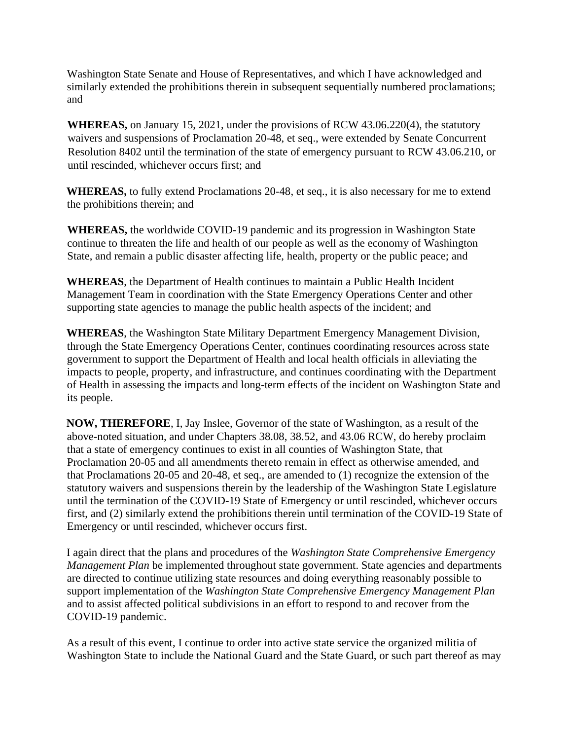Washington State Senate and House of Representatives, and which I have acknowledged and similarly extended the prohibitions therein in subsequent sequentially numbered proclamations; and

**WHEREAS,** on January 15, 2021, under the provisions of RCW 43.06.220(4), the statutory waivers and suspensions of Proclamation 20-48, et seq., were extended by Senate Concurrent Resolution 8402 until the termination of the state of emergency pursuant to RCW 43.06.210, or until rescinded, whichever occurs first; and

**WHEREAS,** to fully extend Proclamations 20-48, et seq., it is also necessary for me to extend the prohibitions therein; and

**WHEREAS,** the worldwide COVID-19 pandemic and its progression in Washington State continue to threaten the life and health of our people as well as the economy of Washington State, and remain a public disaster affecting life, health, property or the public peace; and

**WHEREAS**, the Department of Health continues to maintain a Public Health Incident Management Team in coordination with the State Emergency Operations Center and other supporting state agencies to manage the public health aspects of the incident; and

**WHEREAS**, the Washington State Military Department Emergency Management Division, through the State Emergency Operations Center, continues coordinating resources across state government to support the Department of Health and local health officials in alleviating the impacts to people, property, and infrastructure, and continues coordinating with the Department of Health in assessing the impacts and long-term effects of the incident on Washington State and its people.

**NOW, THEREFORE**, I, Jay Inslee, Governor of the state of Washington, as a result of the above-noted situation, and under Chapters 38.08, 38.52, and 43.06 RCW, do hereby proclaim that a state of emergency continues to exist in all counties of Washington State, that Proclamation 20-05 and all amendments thereto remain in effect as otherwise amended, and that Proclamations 20-05 and 20-48, et seq., are amended to (1) recognize the extension of the statutory waivers and suspensions therein by the leadership of the Washington State Legislature until the termination of the COVID-19 State of Emergency or until rescinded, whichever occurs first, and (2) similarly extend the prohibitions therein until termination of the COVID-19 State of Emergency or until rescinded, whichever occurs first.

I again direct that the plans and procedures of the *Washington State Comprehensive Emergency Management Plan* be implemented throughout state government. State agencies and departments are directed to continue utilizing state resources and doing everything reasonably possible to support implementation of the *Washington State Comprehensive Emergency Management Plan* and to assist affected political subdivisions in an effort to respond to and recover from the COVID-19 pandemic.

As a result of this event, I continue to order into active state service the organized militia of Washington State to include the National Guard and the State Guard, or such part thereof as may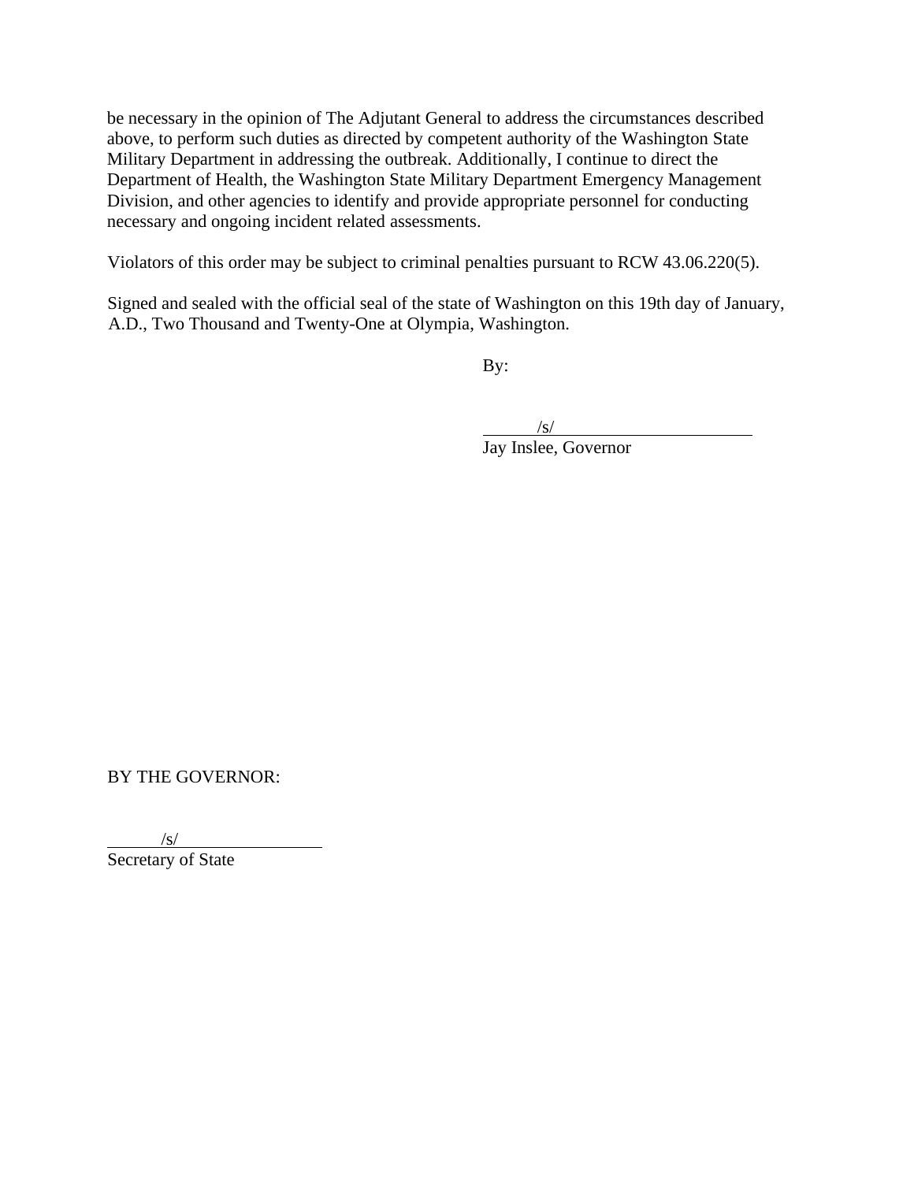be necessary in the opinion of The Adjutant General to address the circumstances described above, to perform such duties as directed by competent authority of the Washington State Military Department in addressing the outbreak. Additionally, I continue to direct the Department of Health, the Washington State Military Department Emergency Management Division, and other agencies to identify and provide appropriate personnel for conducting necessary and ongoing incident related assessments.

Violators of this order may be subject to criminal penalties pursuant to RCW 43.06.220(5).

Signed and sealed with the official seal of the state of Washington on this 19th day of January, A.D., Two Thousand and Twenty-One at Olympia, Washington.

By:

/s/
Jay Inslee, Governor

BY THE GOVERNOR:

/s/
Secretary of State